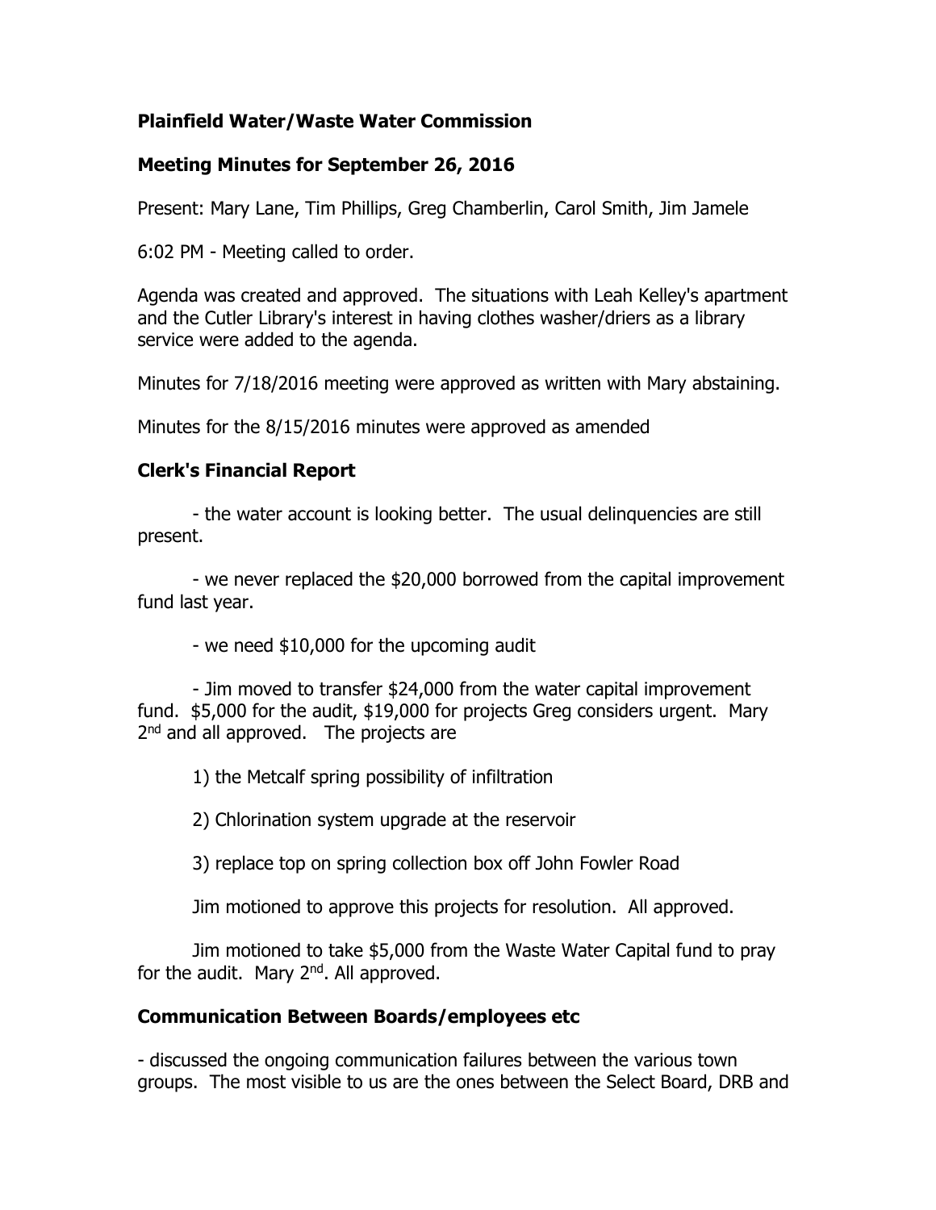**Plainfield Water/Waste Water Commission**

**Meeting Minutes for September 26, 2016**

Present: Mary Lane, Tim Phillips, Greg Chamberlin, Carol Smith, Jim Jamele

6:02 PM - Meeting called to order.

Agenda was created and approved. The situations with Leah Kelley's apartment and the Cutler Library's interest in having clothes washer/driers as a library service were added to the agenda.

Minutes for 7/18/2016 meeting were approved as written with Mary abstaining.

Minutes for the 8/15/2016 minutes were approved as amended

**Clerk's Financial Report**

- the water account is looking better. The usual delinquencies are still present.

- we never replaced the $20,000 borrowed from the capital improvement fund last year.

- we need $10,000 for the upcoming audit

- Jim moved to transfer $24,000 from the water capital improvement fund. $5,000 for the audit, $19,000 for projects Greg considers urgent. Mary 2nd and all approved. The projects are

1) the Metcalf spring possibility of infiltration

2) Chlorination system upgrade at the reservoir

3) replace top on spring collection box off John Fowler Road

Jim motioned to approve this projects for resolution. All approved.

Jim motioned to take $5,000 from the Waste Water Capital fund to pray for the audit. Mary 2nd. All approved.

**Communication Between Boards/employees etc**

- discussed the ongoing communication failures between the various town groups. The most visible to us are the ones between the Select Board, DRB and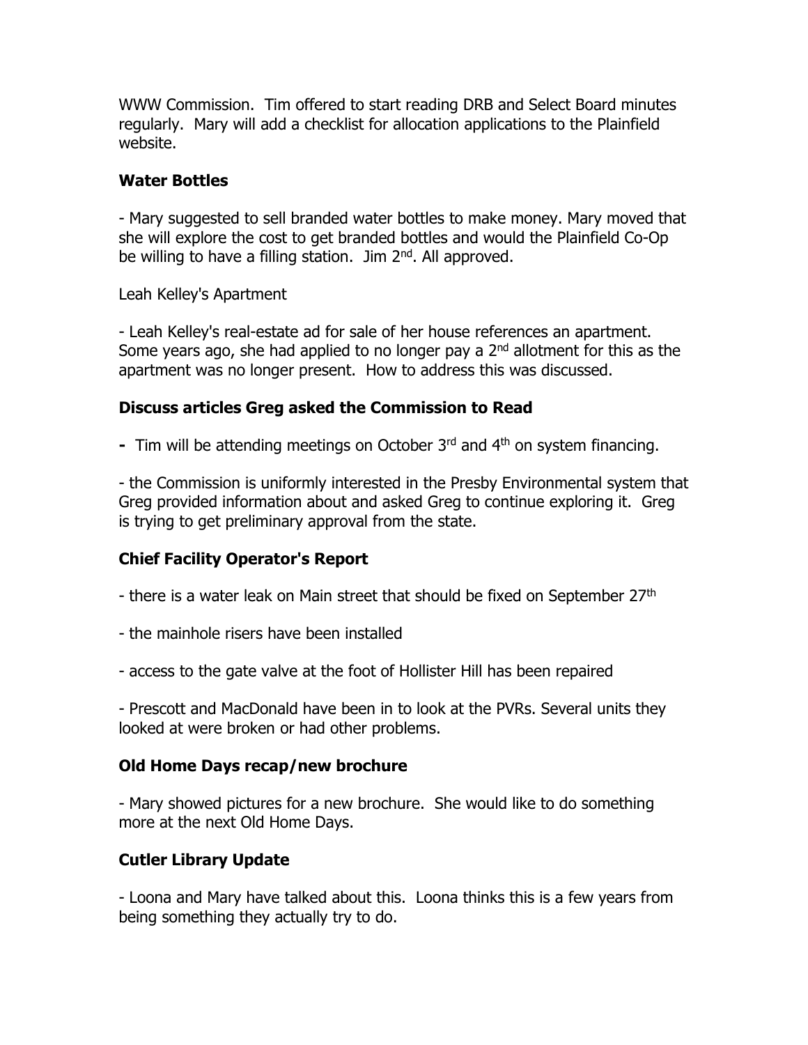WWW Commission. Tim offered to start reading DRB and Select Board minutes regularly. Mary will add a checklist for allocation applications to the Plainfield website.

**Water Bottles**

- Mary suggested to sell branded water bottles to make money. Mary moved that she will explore the cost to get branded bottles and would the Plainfield Co-Op be willing to have a filling station. Jim 2nd. All approved.

Leah Kelley's Apartment

- Leah Kelley's real-estate ad for sale of her house references an apartment. Some years ago, she had applied to no longer pay a 2nd allotment for this as the apartment was no longer present. How to address this was discussed.

**Discuss articles Greg asked the Commission to Read**

- Tim will be attending meetings on October 3rd and 4th on system financing.

- the Commission is uniformly interested in the Presby Environmental system that Greg provided information about and asked Greg to continue exploring it. Greg is trying to get preliminary approval from the state.

**Chief Facility Operator's Report**

- there is a water leak on Main street that should be fixed on September 27th

- the mainhole risers have been installed

- access to the gate valve at the foot of Hollister Hill has been repaired

- Prescott and MacDonald have been in to look at the PVRs. Several units they looked at were broken or had other problems.

**Old Home Days recap/new brochure**

- Mary showed pictures for a new brochure. She would like to do something more at the next Old Home Days.

**Cutler Library Update**

- Loona and Mary have talked about this. Loona thinks this is a few years from being something they actually try to do.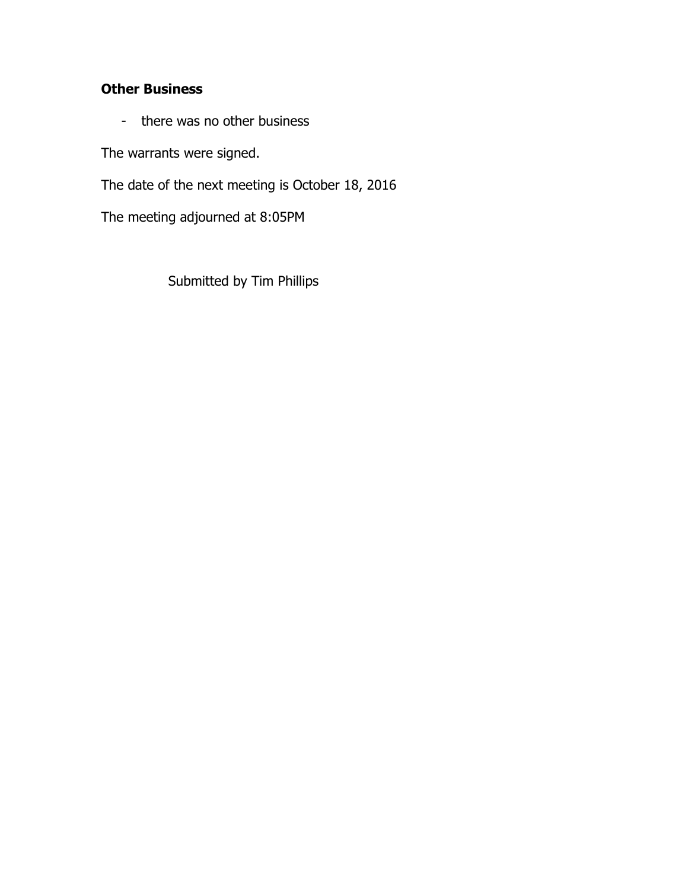**Other Business**

- there was no other business

The warrants were signed.

The date of the next meeting is October 18, 2016

The meeting adjourned at 8:05PM

Submitted by Tim Phillips